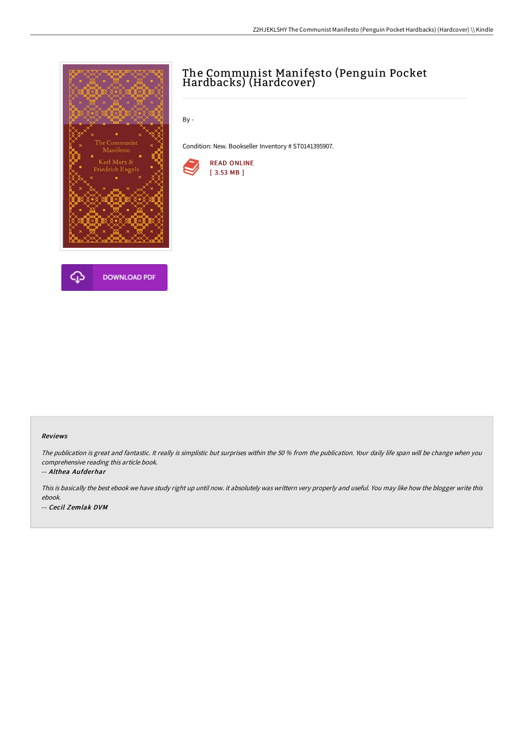# The Communist Manifesto (Penguin Pocket Hardbacks) (Hardcover)

By -

Condition: New. Bookseller Inventory # ST0141395907.

READ ONLINE
[ 3.53 MB ]

DOWNLOAD PDF

### Reviews

*The publication is great and fantastic. It really is simplistic but surprises within the 50 % from the publication. Your daily life span will be change when you comprehensive reading this article book.*

*-- Althea Aufderhar*

*This is basically the best ebook we have study right up until now. it absolutely was writtern very properly and useful. You may like how the blogger write this ebook.*

*-- Cecil Zemlak DVM*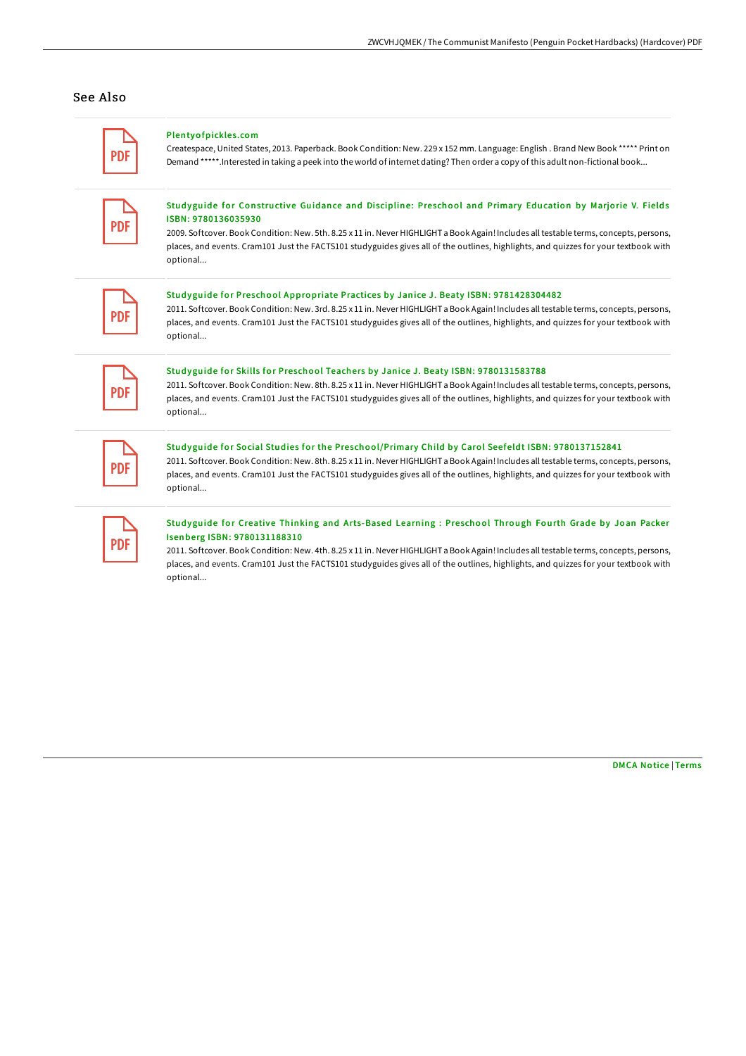## See Also

PDF

**Plentyofpickles.com**

Createspace, United States, 2013. Paperback. Book Condition: New. 229 x 152 mm. Language: English . Brand New Book ***** Print on Demand *****.Interested in taking a peek into the world of internet dating? Then order a copy of this adult non-fictional book...

PDF

**Studyguide for Constructive Guidance and Discipline: Preschool and Primary Education by Marjorie V. Fields ISBN: 9780136035930**

2009. Softcover. Book Condition: New. 5th. 8.25 x 11 in. Never HIGHLIGHT a Book Again! Includes all testable terms, concepts, persons, places, and events. Cram101 Just the FACTS101 studyguides gives all of the outlines, highlights, and quizzes for your textbook with optional...

PDF

**Studyguide for Preschool Appropriate Practices by Janice J. Beaty ISBN: 9781428304482**

2011. Softcover. Book Condition: New. 3rd. 8.25 x 11 in. Never HIGHLIGHT a Book Again! Includes all testable terms, concepts, persons, places, and events. Cram101 Just the FACTS101 studyguides gives all of the outlines, highlights, and quizzes for your textbook with optional...

PDF

**Studyguide for Skills for Preschool Teachers by Janice J. Beaty ISBN: 9780131583788**

2011. Softcover. Book Condition: New. 8th. 8.25 x 11 in. Never HIGHLIGHT a Book Again! Includes all testable terms, concepts, persons, places, and events. Cram101 Just the FACTS101 studyguides gives all of the outlines, highlights, and quizzes for your textbook with optional...

PDF

**Studyguide for Social Studies for the Preschool/Primary Child by Carol Seefeldt ISBN: 9780137152841**

2011. Softcover. Book Condition: New. 8th. 8.25 x 11 in. Never HIGHLIGHT a Book Again! Includes all testable terms, concepts, persons, places, and events. Cram101 Just the FACTS101 studyguides gives all of the outlines, highlights, and quizzes for your textbook with optional...

PDF

**Studyguide for Creative Thinking and Arts-Based Learning : Preschool Through Fourth Grade by Joan Packer Isenberg ISBN: 9780131188310**

2011. Softcover. Book Condition: New. 4th. 8.25 x 11 in. Never HIGHLIGHT a Book Again! Includes all testable terms, concepts, persons, places, and events. Cram101 Just the FACTS101 studyguides gives all of the outlines, highlights, and quizzes for your textbook with optional...

DMCA Notice | Terms